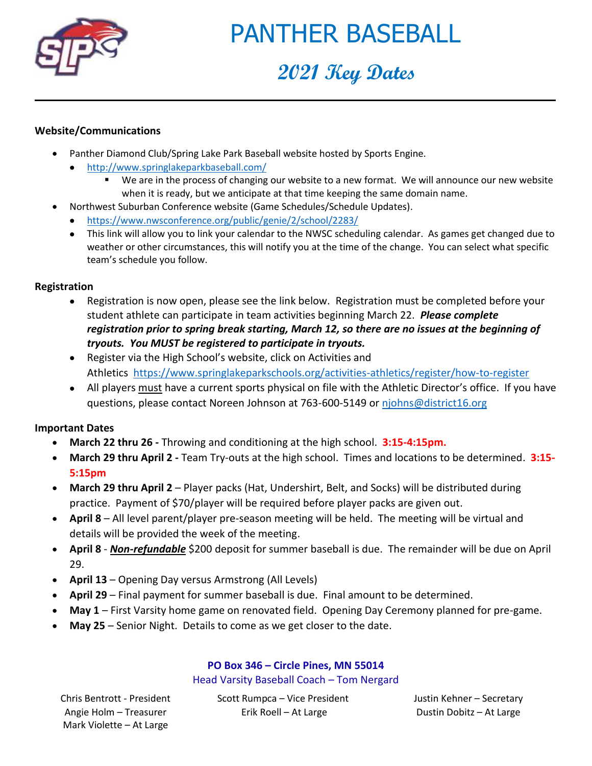# PANTHER BASEBALL

## 2021 Key Dates

**Website/Communications**

- Panther Diamond Club/Spring Lake Park Baseball website hosted by Sports Engine.
  - http://www.springlakeparkbaseball.com/
    - We are in the process of changing our website to a new format. We will announce our new website when it is ready, but we anticipate at that time keeping the same domain name.
- Northwest Suburban Conference website (Game Schedules/Schedule Updates).
  - https://www.nwsconference.org/public/genie/2/school/2283/
  - This link will allow you to link your calendar to the NWSC scheduling calendar. As games get changed due to weather or other circumstances, this will notify you at the time of the change. You can select what specific team's schedule you follow.

**Registration**

- Registration is now open, please see the link below. Registration must be completed before your student athlete can participate in team activities beginning March 22. ***Please complete registration prior to spring break starting, March 12, so there are no issues at the beginning of tryouts. You MUST be registered to participate in tryouts.***
- Register via the High School's website, click on Activities and Athletics https://www.springlakeparkschools.org/activities-athletics/register/how-to-register
- All players must have a current sports physical on file with the Athletic Director's office. If you have questions, please contact Noreen Johnson at 763-600-5149 or njohns@district16.org

**Important Dates**

- **March 22 thru 26 -** Throwing and conditioning at the high school. **3:15-4:15pm.**
- **March 29 thru April 2 -** Team Try-outs at the high school. Times and locations to be determined. **3:15-5:15pm**
- **March 29 thru April 2** – Player packs (Hat, Undershirt, Belt, and Socks) will be distributed during practice. Payment of $70/player will be required before player packs are given out.
- **April 8** – All level parent/player pre-season meeting will be held. The meeting will be virtual and details will be provided the week of the meeting.
- **April 8** - ***Non-refundable*** $200 deposit for summer baseball is due. The remainder will be due on April 29.
- **April 13** – Opening Day versus Armstrong (All Levels)
- **April 29** – Final payment for summer baseball is due. Final amount to be determined.
- **May 1** – First Varsity home game on renovated field. Opening Day Ceremony planned for pre-game.
- **May 25** – Senior Night. Details to come as we get closer to the date.

**PO Box 346 – Circle Pines, MN 55014**

Head Varsity Baseball Coach – Tom Nergard

Chris Bentrott - President
Angie Holm – Treasurer
Mark Violette – At Large
Scott Rumpca – Vice President
Erik Roell – At Large
Justin Kehner – Secretary
Dustin Dobitz – At Large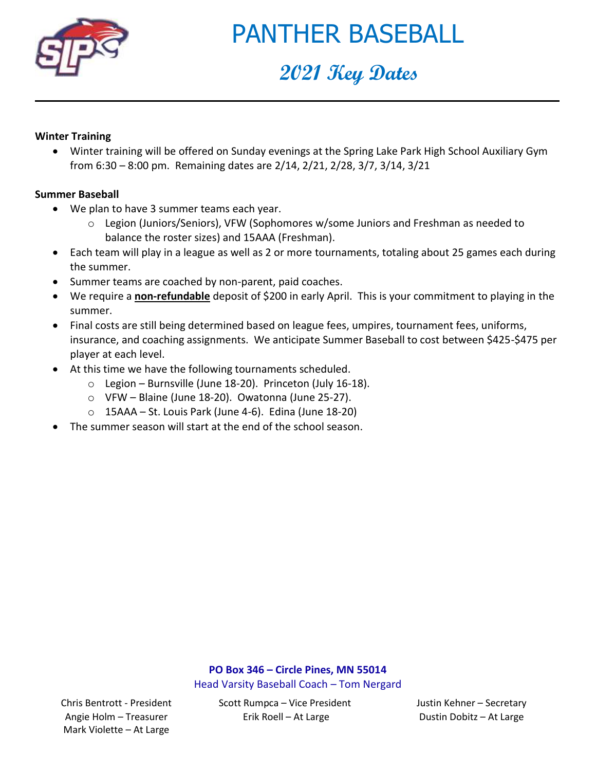# PANTHER BASEBALL

## *2021 Key Dates*

**Winter Training**

- Winter training will be offered on Sunday evenings at the Spring Lake Park High School Auxiliary Gym from 6:30 – 8:00 pm. Remaining dates are 2/14, 2/21, 2/28, 3/7, 3/14, 3/21

**Summer Baseball**

- We plan to have 3 summer teams each year.
  - Legion (Juniors/Seniors), VFW (Sophomores w/some Juniors and Freshman as needed to balance the roster sizes) and 15AAA (Freshman).
- Each team will play in a league as well as 2 or more tournaments, totaling about 25 games each during the summer.
- Summer teams are coached by non-parent, paid coaches.
- We require a **non-refundable** deposit of $200 in early April. This is your commitment to playing in the summer.
- Final costs are still being determined based on league fees, umpires, tournament fees, uniforms, insurance, and coaching assignments. We anticipate Summer Baseball to cost between $425-$475 per player at each level.
- At this time we have the following tournaments scheduled.
  - Legion – Burnsville (June 18-20). Princeton (July 16-18).
  - VFW – Blaine (June 18-20). Owatonna (June 25-27).
  - 15AAA – St. Louis Park (June 4-6). Edina (June 18-20)
- The summer season will start at the end of the school season.

**PO Box 346 – Circle Pines, MN 55014**

Head Varsity Baseball Coach – Tom Nergard

Chris Bentrott - President
Angie Holm – Treasurer
Mark Violette – At Large

Scott Rumpca – Vice President
Erik Roell – At Large

Justin Kehner – Secretary
Dustin Dobitz – At Large